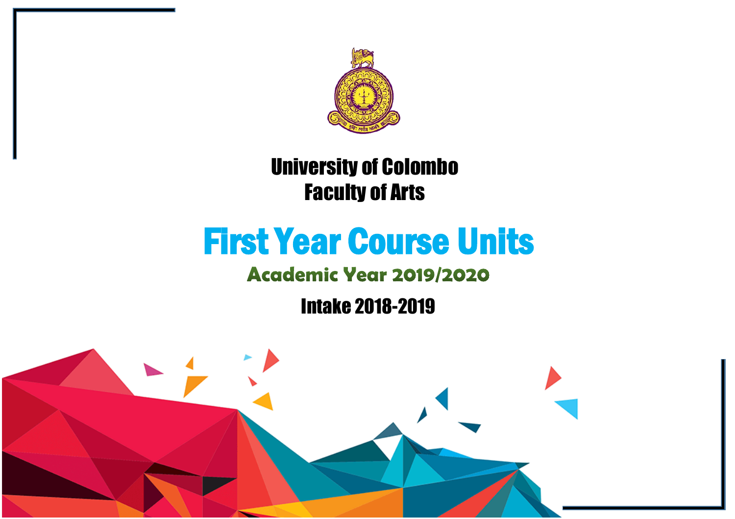# University of Colombo
# Faculty of Arts

# First Year Course Units

## Academic Year 2019/2020

## Intake 2018-2019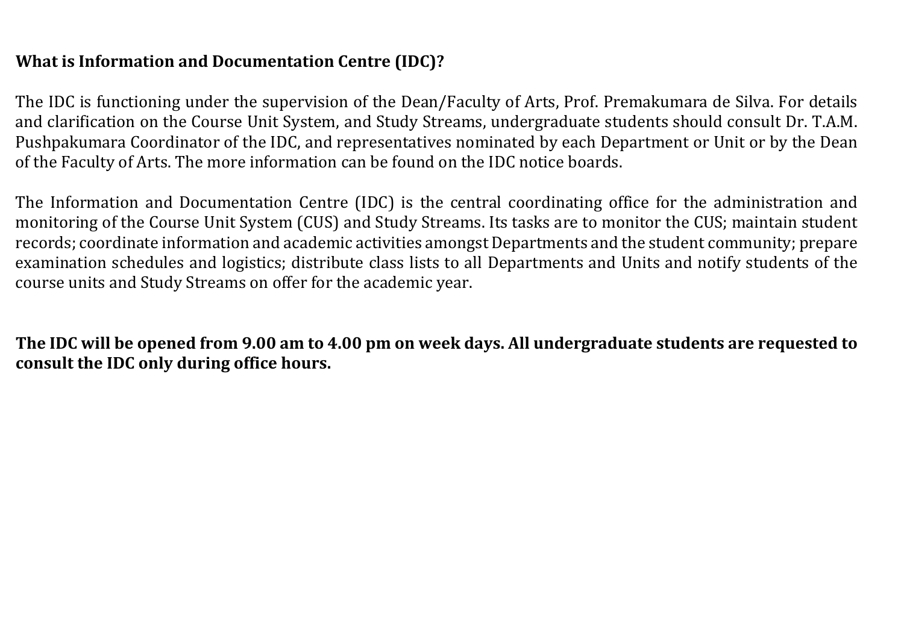## What is Information and Documentation Centre (IDC)?

The IDC is functioning under the supervision of the Dean/Faculty of Arts, Prof. Premakumara de Silva. For details and clarification on the Course Unit System, and Study Streams, undergraduate students should consult Dr. T.A.M. Pushpakumara Coordinator of the IDC, and representatives nominated by each Department or Unit or by the Dean of the Faculty of Arts. The more information can be found on the IDC notice boards.

The Information and Documentation Centre (IDC) is the central coordinating office for the administration and monitoring of the Course Unit System (CUS) and Study Streams. Its tasks are to monitor the CUS; maintain student records; coordinate information and academic activities amongst Departments and the student community; prepare examination schedules and logistics; distribute class lists to all Departments and Units and notify students of the course units and Study Streams on offer for the academic year.

**The IDC will be opened from 9.00 am to 4.00 pm on week days. All undergraduate students are requested to consult the IDC only during office hours.**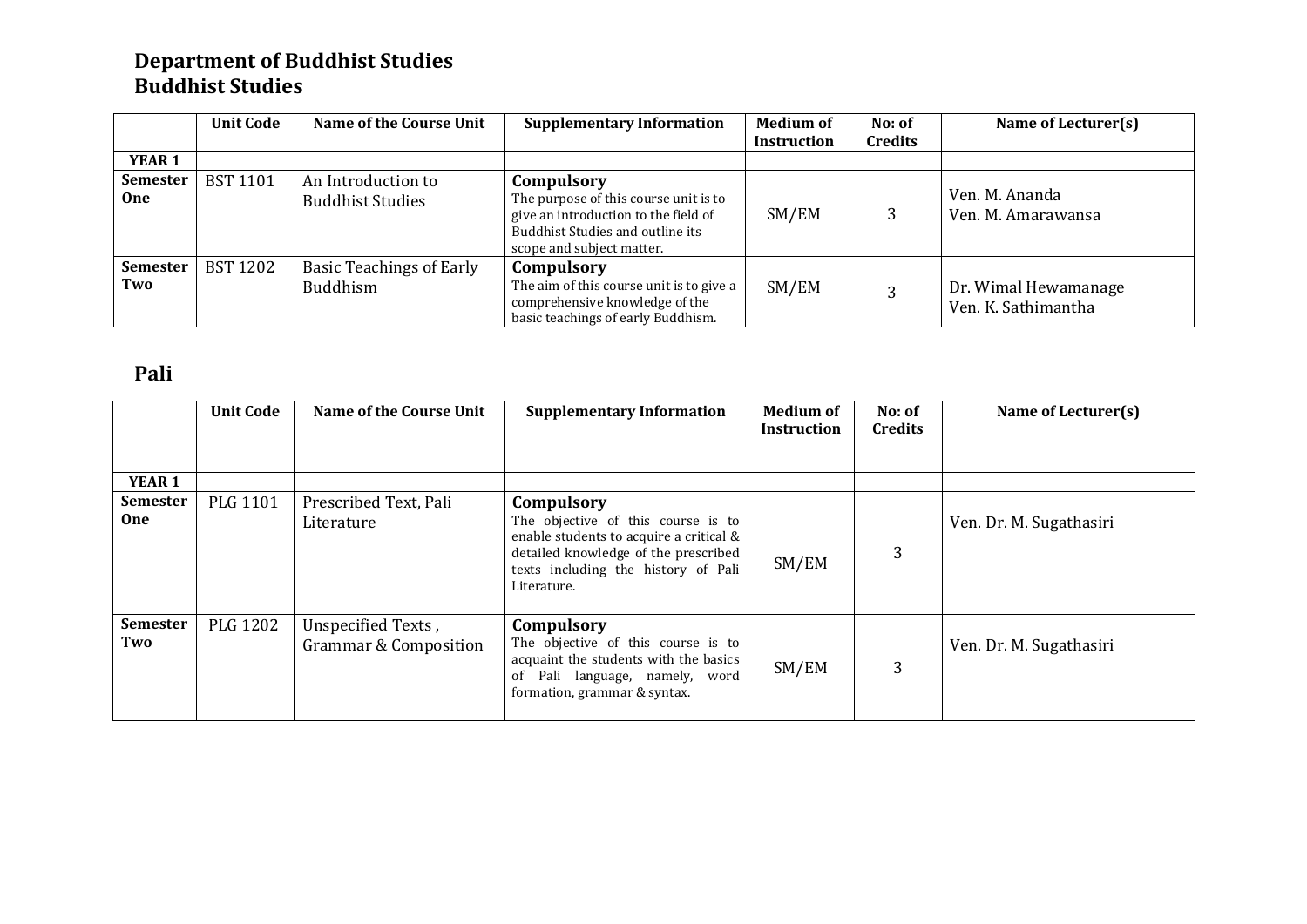# Department of Buddhist Studies
## Buddhist Studies

| | Unit Code | Name of the Course Unit | Supplementary Information | Medium of Instruction | No: of Credits | Name of Lecturer(s) |
|---|---|---|---|---|---|---|
| **YEAR 1** | | | | | | |
| **Semester One** | BST 1101 | An Introduction to Buddhist Studies | **Compulsory** The purpose of this course unit is to give an introduction to the field of Buddhist Studies and outline its scope and subject matter. | SM/EM | 3 | Ven. M. Ananda Ven. M. Amarawansa |
| **Semester Two** | BST 1202 | Basic Teachings of Early Buddhism | **Compulsory** The aim of this course unit is to give a comprehensive knowledge of the basic teachings of early Buddhism. | SM/EM | 3 | Dr. Wimal Hewamanage Ven. K. Sathimantha |

## Pali

| | Unit Code | Name of the Course Unit | Supplementary Information | Medium of Instruction | No: of Credits | Name of Lecturer(s) |
|---|---|---|---|---|---|---|
| **YEAR 1** | | | | | | |
| **Semester One** | PLG 1101 | Prescribed Text, Pali Literature | **Compulsory** The objective of this course is to enable students to acquire a critical & detailed knowledge of the prescribed texts including the history of Pali Literature. | SM/EM | 3 | Ven. Dr. M. Sugathasiri |
| **Semester Two** | PLG 1202 | Unspecified Texts , Grammar & Composition | **Compulsory** The objective of this course is to acquaint the students with the basics of Pali language, namely, word formation, grammar & syntax. | SM/EM | 3 | Ven. Dr. M. Sugathasiri |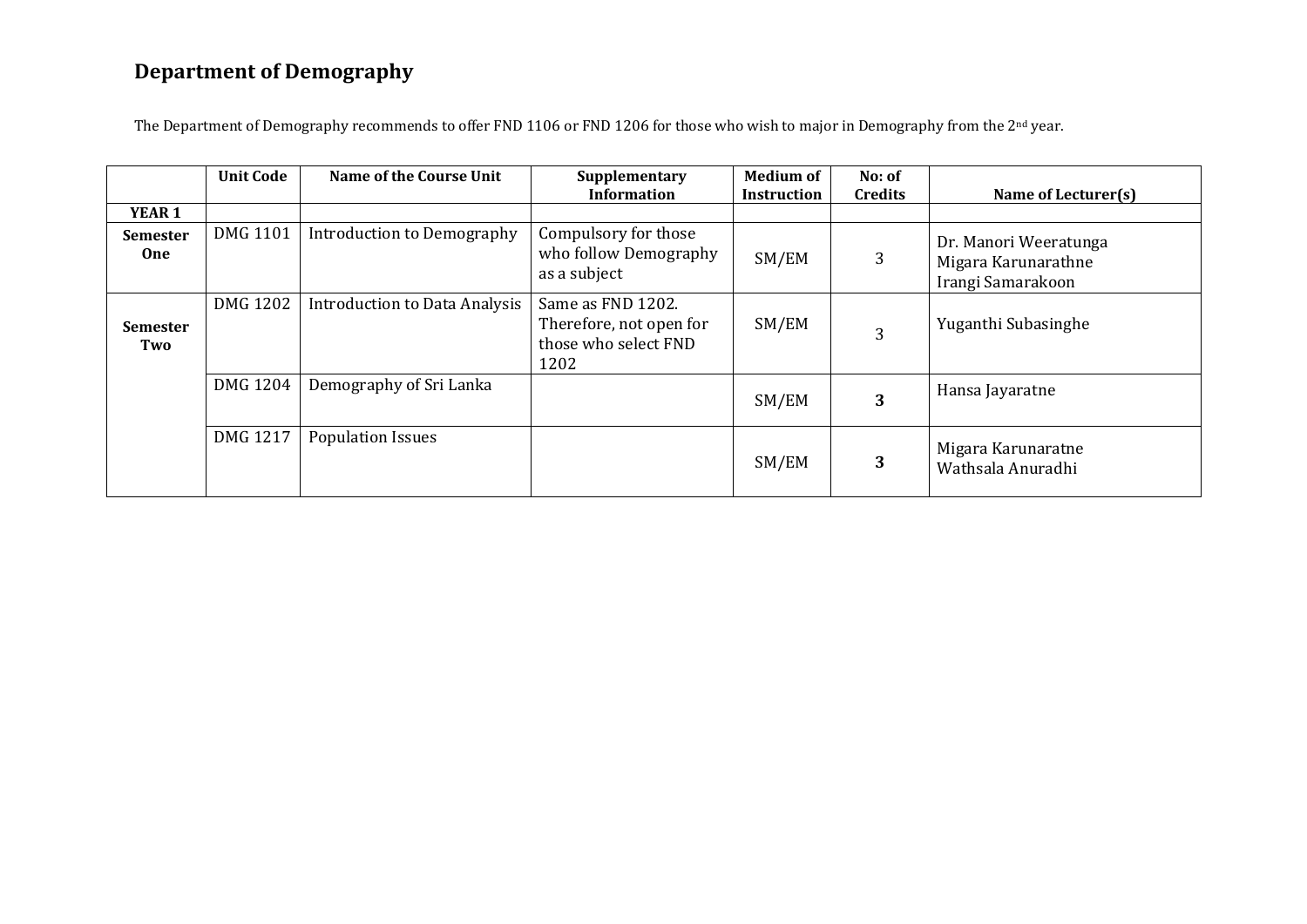## Department of Demography

The Department of Demography recommends to offer FND 1106 or FND 1206 for those who wish to major in Demography from the 2nd year.

| | Unit Code | Name of the Course Unit | Supplementary Information | Medium of Instruction | No: of Credits | Name of Lecturer(s) |
|---|---|---|---|---|---|---|
| **YEAR 1** | | | | | | |
| **Semester One** | DMG 1101 | Introduction to Demography | Compulsory for those who follow Demography as a subject | SM/EM | 3 | Dr. Manori Weeratunga<br>Migara Karunarathne<br>Irangi Samarakoon |
| **Semester Two** | DMG 1202 | Introduction to Data Analysis | Same as FND 1202. Therefore, not open for those who select FND 1202 | SM/EM | 3 | Yuganthi Subasinghe |
| | DMG 1204 | Demography of Sri Lanka | | SM/EM | **3** | Hansa Jayaratne |
| | DMG 1217 | Population Issues | | SM/EM | **3** | Migara Karunaratne<br>Wathsala Anuradhi |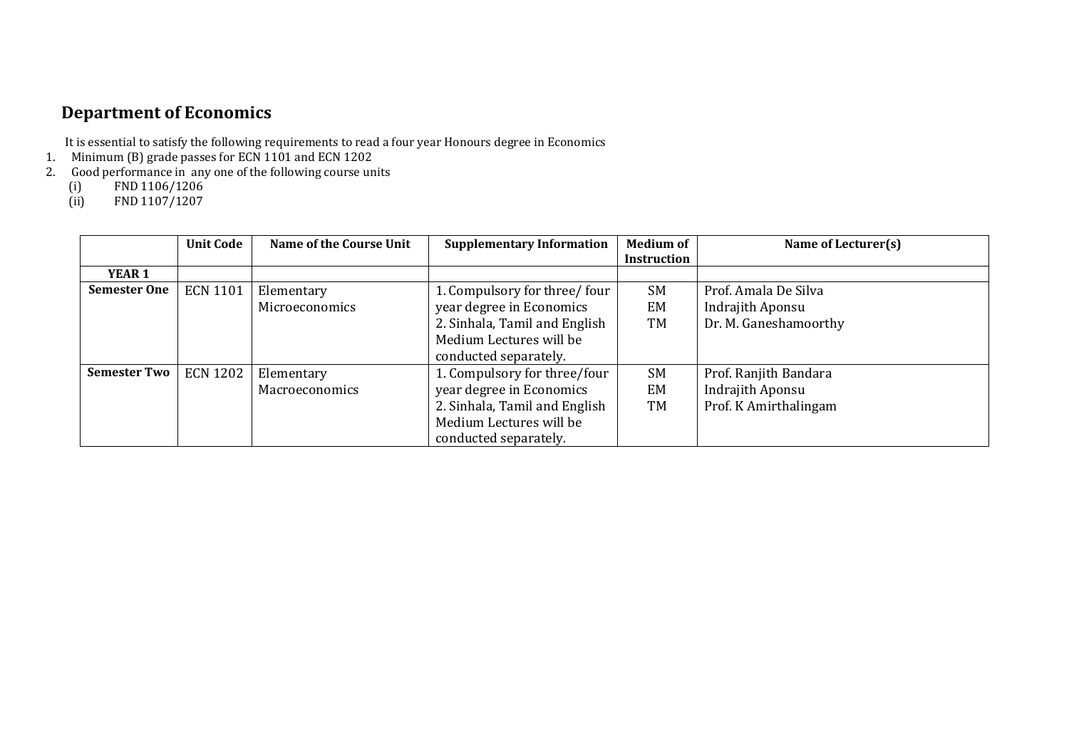## Department of Economics

It is essential to satisfy the following requirements to read a four year Honours degree in Economics

1. Minimum (B) grade passes for ECN 1101 and ECN 1202
2. Good performance in any one of the following course units
   (i) FND 1106/1206
   (ii) FND 1107/1207

| | Unit Code | Name of the Course Unit | Supplementary Information | Medium of Instruction | Name of Lecturer(s) |
|---|---|---|---|---|---|
| **YEAR 1** | | | | | |
| **Semester One** | ECN 1101 | Elementary Microeconomics | 1. Compulsory for three/ four year degree in Economics<br>2. Sinhala, Tamil and English Medium Lectures will be conducted separately. | SM<br>EM<br>TM | Prof. Amala De Silva<br>Indrajith Aponsu<br>Dr. M. Ganeshamoorthy |
| **Semester Two** | ECN 1202 | Elementary Macroeconomics | 1. Compulsory for three/four year degree in Economics<br>2. Sinhala, Tamil and English Medium Lectures will be conducted separately. | SM<br>EM<br>TM | Prof. Ranjith Bandara<br>Indrajith Aponsu<br>Prof. K Amirthalingam |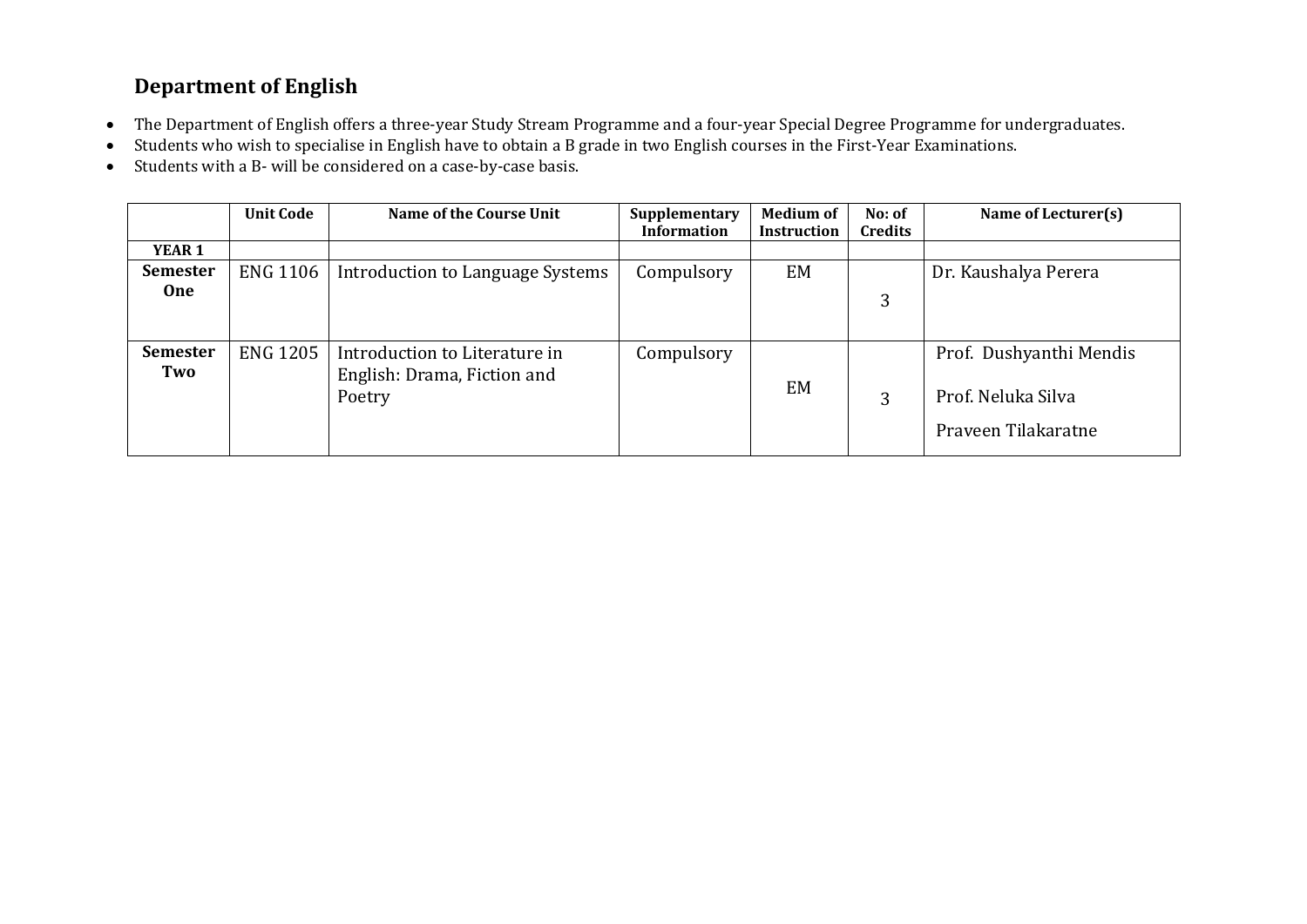## Department of English

- The Department of English offers a three-year Study Stream Programme and a four-year Special Degree Programme for undergraduates.
- Students who wish to specialise in English have to obtain a B grade in two English courses in the First-Year Examinations.
- Students with a B- will be considered on a case-by-case basis.

| | Unit Code | Name of the Course Unit | Supplementary Information | Medium of Instruction | No: of Credits | Name of Lecturer(s) |
|---|---|---|---|---|---|---|
| **YEAR 1** | | | | | | |
| **Semester One** | ENG 1106 | Introduction to Language Systems | Compulsory | EM | 3 | Dr. Kaushalya Perera |
| **Semester Two** | ENG 1205 | Introduction to Literature in English: Drama, Fiction and Poetry | Compulsory | EM | 3 | Prof. Dushyanthi Mendis<br>Prof. Neluka Silva<br>Praveen Tilakaratne |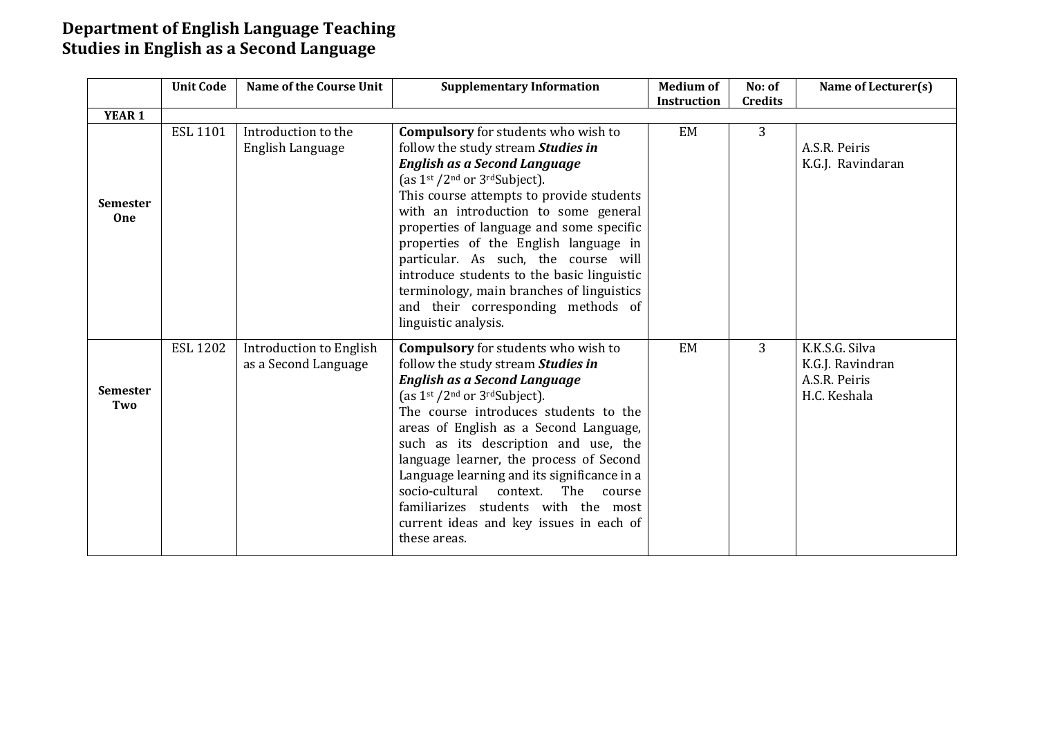# Department of English Language Teaching
## Studies in English as a Second Language

| | Unit Code | Name of the Course Unit | Supplementary Information | Medium of Instruction | No: of Credits | Name of Lecturer(s) |
|---|---|---|---|---|---|---|
| **YEAR 1** | | | | | | |
| **Semester One** | ESL 1101 | Introduction to the English Language | **Compulsory** for students who wish to follow the study stream ***Studies in English as a Second Language*** (as 1st /2nd or 3rdSubject). This course attempts to provide students with an introduction to some general properties of language and some specific properties of the English language in particular. As such, the course will introduce students to the basic linguistic terminology, main branches of linguistics and their corresponding methods of linguistic analysis. | EM | 3 | A.S.R. Peiris<br>K.G.J. Ravindaran |
| **Semester Two** | ESL 1202 | Introduction to English as a Second Language | **Compulsory** for students who wish to follow the study stream ***Studies in English as a Second Language*** (as 1st /2nd or 3rdSubject). The course introduces students to the areas of English as a Second Language, such as its description and use, the language learner, the process of Second Language learning and its significance in a socio-cultural context. The course familiarizes students with the most current ideas and key issues in each of these areas. | EM | 3 | K.K.S.G. Silva<br>K.G.J. Ravindran<br>A.S.R. Peiris<br>H.C. Keshala |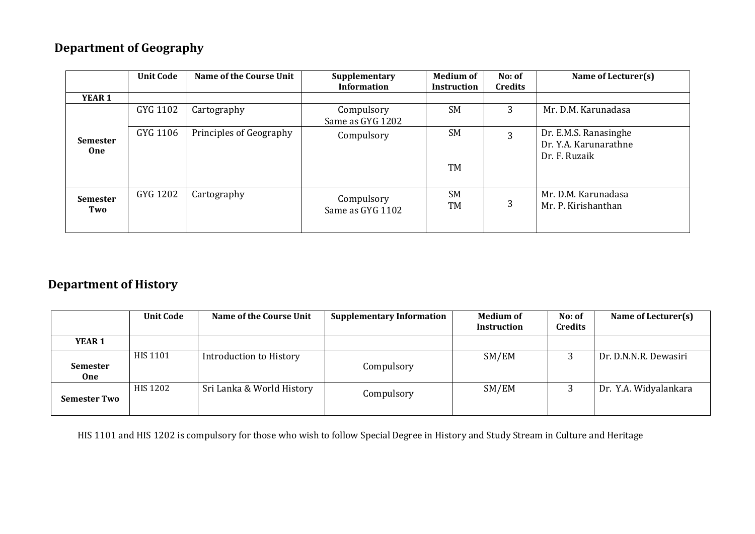## Department of Geography

| | Unit Code | Name of the Course Unit | Supplementary Information | Medium of Instruction | No: of Credits | Name of Lecturer(s) |
|---|---|---|---|---|---|---|
| **YEAR 1** | | | | | | |
| **Semester One** | GYG 1102 | Cartography | Compulsory<br>Same as GYG 1202 | SM | 3 | Mr. D.M. Karunadasa |
| | GYG 1106 | Principles of Geography | Compulsory | SM<br>TM | 3 | Dr. E.M.S. Ranasinghe<br>Dr. Y.A. Karunarathne<br>Dr. F. Ruzaik |
| **Semester Two** | GYG 1202 | Cartography | Compulsory<br>Same as GYG 1102 | SM<br>TM | 3 | Mr. D.M. Karunadasa<br>Mr. P. Kirishanthan |

## Department of History

| | Unit Code | Name of the Course Unit | Supplementary Information | Medium of Instruction | No: of Credits | Name of Lecturer(s) |
|---|---|---|---|---|---|---|
| **YEAR 1** | | | | | | |
| **Semester One** | HIS 1101 | Introduction to History | Compulsory | SM/EM | 3 | Dr. D.N.N.R. Dewasiri |
| **Semester Two** | HIS 1202 | Sri Lanka & World History | Compulsory | SM/EM | 3 | Dr. Y.A. Widyalankara |

HIS 1101 and HIS 1202 is compulsory for those who wish to follow Special Degree in History and Study Stream in Culture and Heritage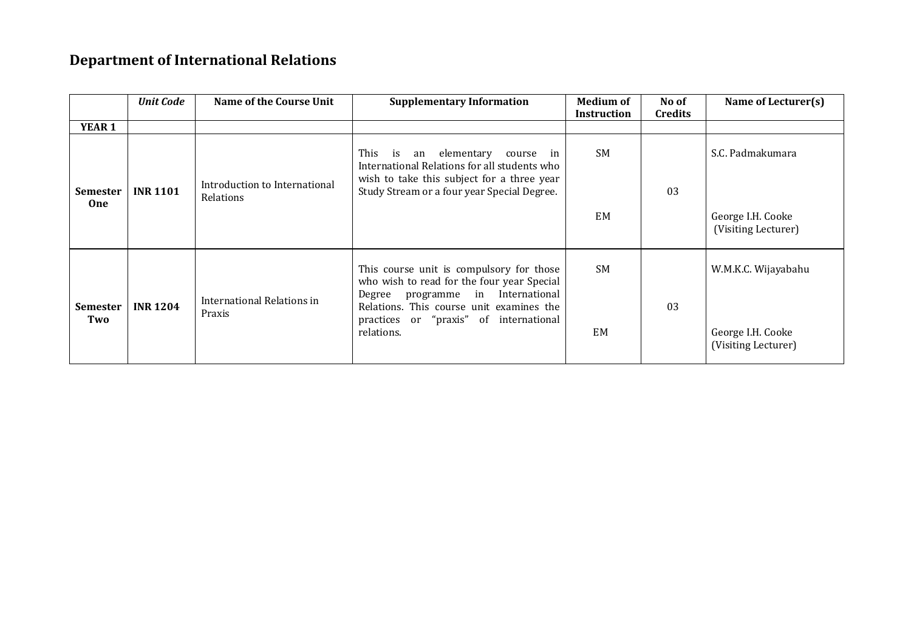## Department of International Relations

| | *Unit Code* | Name of the Course Unit | Supplementary Information | Medium of Instruction | No of Credits | Name of Lecturer(s) |
|---|---|---|---|---|---|---|
| **YEAR 1** | | | | | | |
| **Semester One** | **INR 1101** | Introduction to International Relations | This is an elementary course in International Relations for all students who wish to take this subject for a three year Study Stream or a four year Special Degree. | SM<br><br>EM | 03 | S.C. Padmakumara<br><br>George I.H. Cooke (Visiting Lecturer) |
| **Semester Two** | **INR 1204** | International Relations in Praxis | This course unit is compulsory for those who wish to read for the four year Special Degree programme in International Relations. This course unit examines the practices or "praxis" of international relations. | SM<br><br>EM | 03 | W.M.K.C. Wijayabahu<br><br>George I.H. Cooke (Visiting Lecturer) |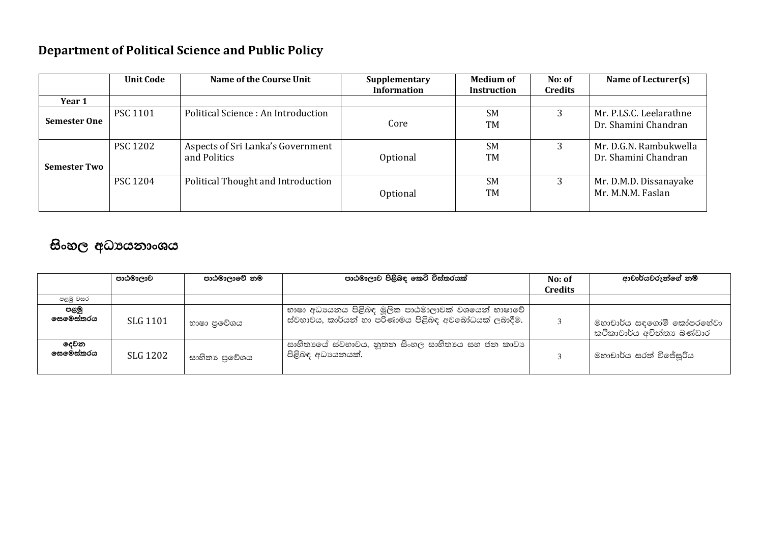## Department of Political Science and Public Policy

| | Unit Code | Name of the Course Unit | Supplementary Information | Medium of Instruction | No: of Credits | Name of Lecturer(s) |
|---|---|---|---|---|---|---|
| **Year 1** | | | | | | |
| **Semester One** | PSC 1101 | Political Science : An Introduction | Core | SM<br>TM | 3 | Mr. P.LS.C. Leelarathne<br>Dr. Shamini Chandran |
| **Semester Two** | PSC 1202 | Aspects of Sri Lanka's Government and Politics | Optional | SM<br>TM | 3 | Mr. D.G.N. Rambukwella<br>Dr. Shamini Chandran |
| | PSC 1204 | Political Thought and Introduction | Optional | SM<br>TM | 3 | Mr. D.M.D. Dissanayake<br>Mr. M.N.M. Faslan |

## සිංහල අධ්‍යයනාංශය

| | පාඨමාලාව | පාඨමාලාවේ නම | පාඨමාලාව පිළිබඳ කෙටි විස්තරයක් | No: of Credits | ආචාර්යවරුන්ගේ නම් |
|---|---|---|---|---|---|
| පළමු වසර | | | | | |
| **පළමු සෙමෙස්තරය** | SLG 1101 | භාෂා ප්‍රවේශය | භාෂා අධ්‍යයනය පිළිබඳ මූලික පාඨමාලාවක් වශයෙන් භාෂාවේ ස්වභාවය, කාර්යන් හා පරිණාමය පිළිබඳ අවබෝධයක් ලබාදීම. | 3 | මහාචාර්ය සඳගෝමී කෝපරහේවා<br>කථිකාචාර්ය අචින්ත්‍ය බණ්ඩාර |
| **දෙවන සෙමෙස්තරය** | SLG 1202 | සාහිත්‍ය ප්‍රවේශය | සාහිත්‍යයේ ස්වභාවය, නූතන සිංහල සාහිත්‍යය සහ ජන කාව්‍ය පිළිබඳ අධ්‍යයනයක්. | 3 | මහාචාර්ය සරත් විජේසූරිය |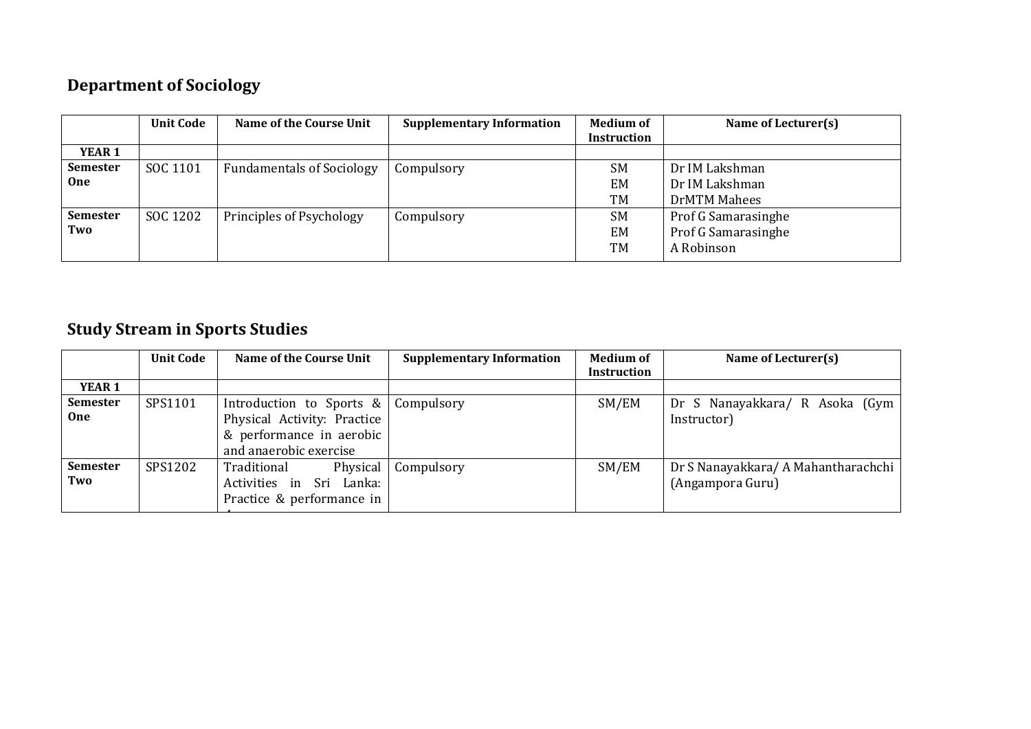## Department of Sociology

| | Unit Code | Name of the Course Unit | Supplementary Information | Medium of Instruction | Name of Lecturer(s) |
|---|---|---|---|---|---|
| **YEAR 1** | | | | | |
| **Semester One** | SOC 1101 | Fundamentals of Sociology | Compulsory | SM<br>EM<br>TM | Dr IM Lakshman<br>Dr IM Lakshman<br>DrMTM Mahees |
| **Semester Two** | SOC 1202 | Principles of Psychology | Compulsory | SM<br>EM<br>TM | Prof G Samarasinghe<br>Prof G Samarasinghe<br>A Robinson |

## Study Stream in Sports Studies

| | Unit Code | Name of the Course Unit | Supplementary Information | Medium of Instruction | Name of Lecturer(s) |
|---|---|---|---|---|---|
| **YEAR 1** | | | | | |
| **Semester One** | SPS1101 | Introduction to Sports & Physical Activity: Practice & performance in aerobic and anaerobic exercise | Compulsory | SM/EM | Dr S Nanayakkara/ R Asoka (Gym Instructor) |
| **Semester Two** | SPS1202 | Traditional Physical Activities in Sri Lanka: Practice & performance in | Compulsory | SM/EM | Dr S Nanayakkara/ A Mahantharachchi (Angampora Guru) |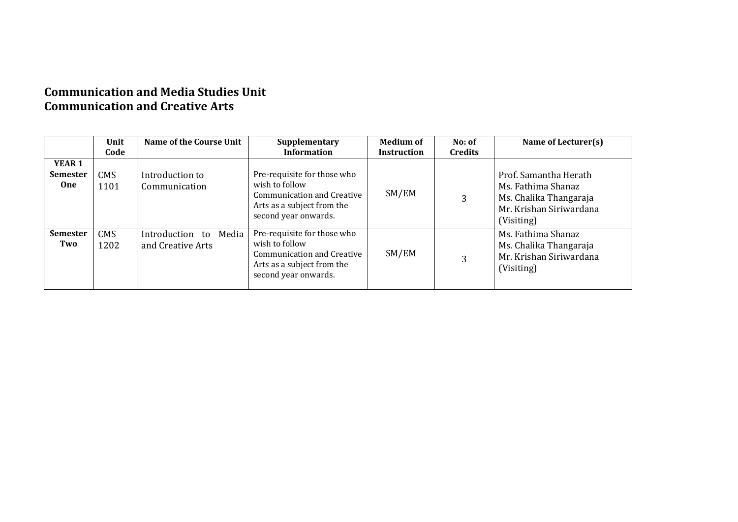**Communication and Media Studies Unit**
**Communication and Creative Arts**

| | Unit Code | Name of the Course Unit | Supplementary Information | Medium of Instruction | No: of Credits | Name of Lecturer(s) |
|---|---|---|---|---|---|---|
| **YEAR 1** | | | | | | |
| **Semester One** | CMS 1101 | Introduction to Communication | Pre-requisite for those who wish to follow Communication and Creative Arts as a subject from the second year onwards. | SM/EM | 3 | Prof. Samantha Herath<br>Ms. Fathima Shanaz<br>Ms. Chalika Thangaraja<br>Mr. Krishan Siriwardana (Visiting) |
| **Semester Two** | CMS 1202 | Introduction to Media and Creative Arts | Pre-requisite for those who wish to follow Communication and Creative Arts as a subject from the second year onwards. | SM/EM | 3 | Ms. Fathima Shanaz<br>Ms. Chalika Thangaraja<br>Mr. Krishan Siriwardana (Visiting) |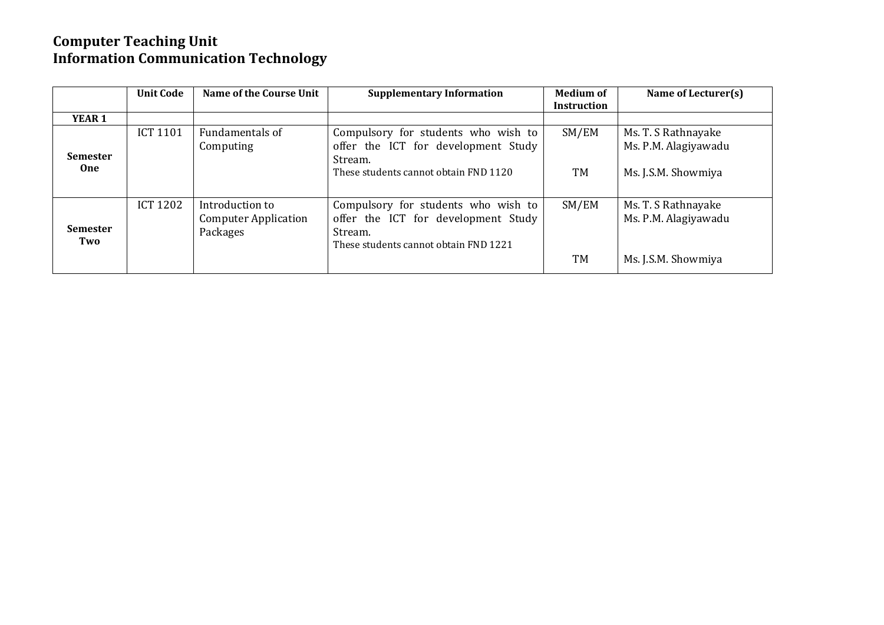# Computer Teaching Unit
# Information Communication Technology

| | Unit Code | Name of the Course Unit | Supplementary Information | Medium of Instruction | Name of Lecturer(s) |
|---|---|---|---|---|---|
| **YEAR 1** | | | | | |
| **Semester One** | ICT 1101 | Fundamentals of Computing | Compulsory for students who wish to offer the ICT for development Study Stream.<br>These students cannot obtain FND 1120 | SM/EM<br><br>TM | Ms. T. S Rathnayake<br>Ms. P.M. Alagiyawadu<br><br>Ms. J.S.M. Showmiya |
| **Semester Two** | ICT 1202 | Introduction to Computer Application Packages | Compulsory for students who wish to offer the ICT for development Study Stream.<br>These students cannot obtain FND 1221 | SM/EM<br><br>TM | Ms. T. S Rathnayake<br>Ms. P.M. Alagiyawadu<br><br>Ms. J.S.M. Showmiya |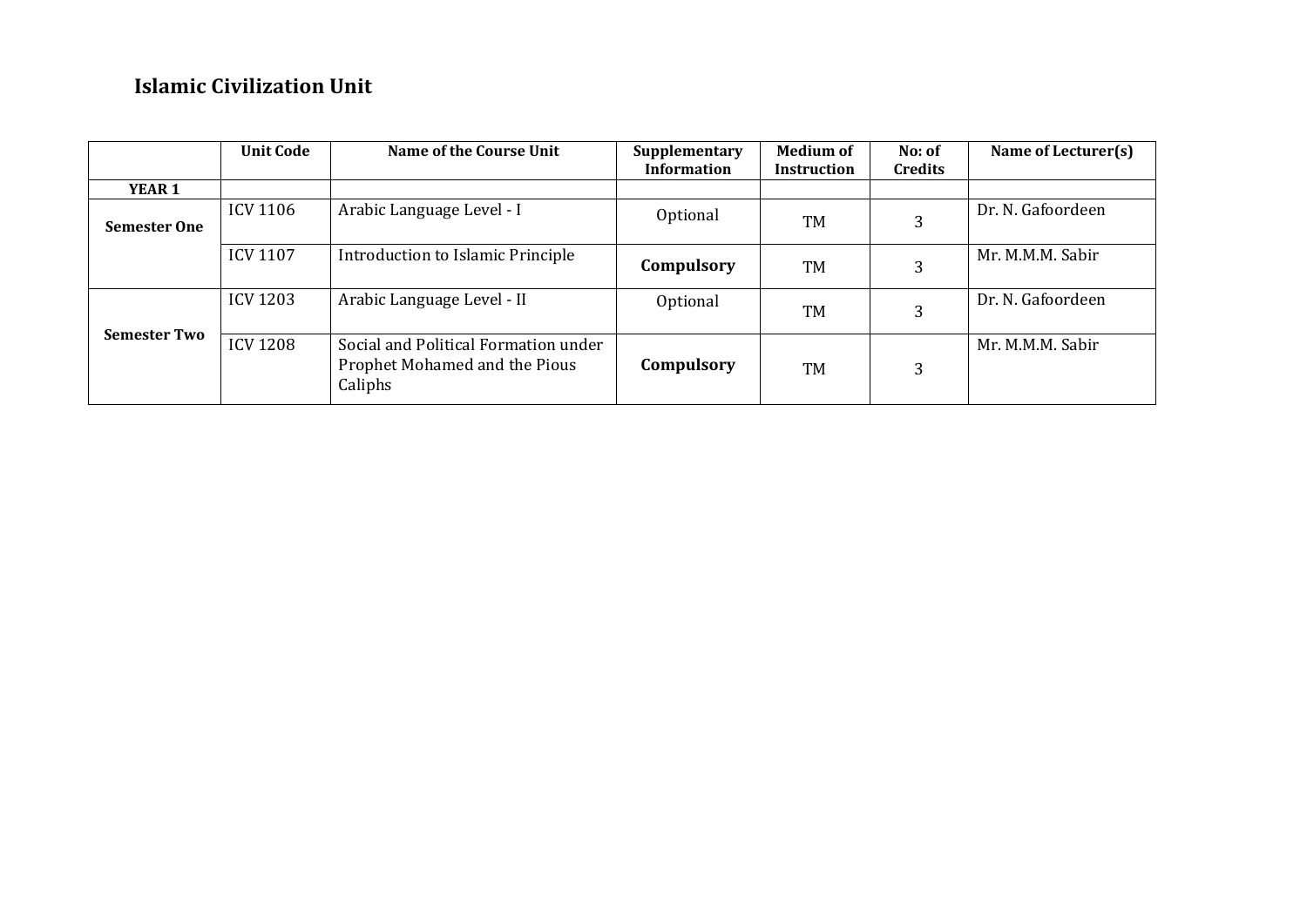## Islamic Civilization Unit

| | Unit Code | Name of the Course Unit | Supplementary Information | Medium of Instruction | No: of Credits | Name of Lecturer(s) |
|---|---|---|---|---|---|---|
| **YEAR 1** | | | | | | |
| **Semester One** | ICV 1106 | Arabic Language Level - I | Optional | TM | 3 | Dr. N. Gafoordeen |
| | ICV 1107 | Introduction to Islamic Principle | **Compulsory** | TM | 3 | Mr. M.M.M. Sabir |
| **Semester Two** | ICV 1203 | Arabic Language Level - II | Optional | TM | 3 | Dr. N. Gafoordeen |
| | ICV 1208 | Social and Political Formation under Prophet Mohamed and the Pious Caliphs | **Compulsory** | TM | 3 | Mr. M.M.M. Sabir |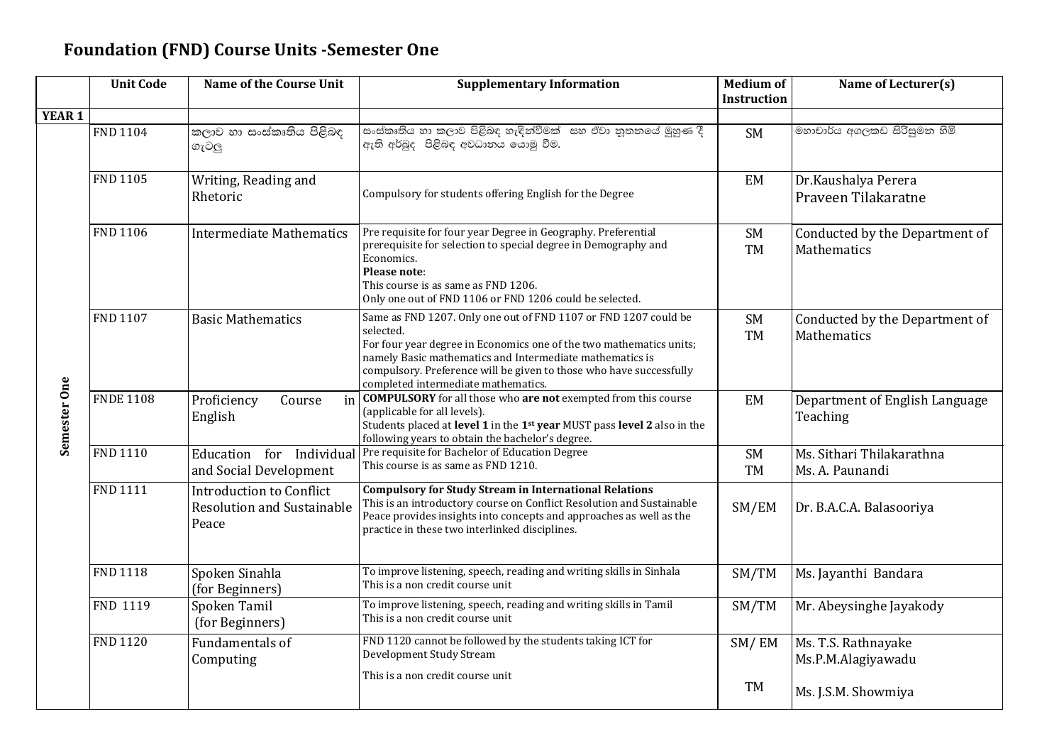## Foundation (FND) Course Units -Semester One

| | Unit Code | Name of the Course Unit | Supplementary Information | Medium of Instruction | Name of Lecturer(s) |
|---|---|---|---|---|---|
| **YEAR 1** | | | | | |
| Semester One | FND 1104 | කලාව හා සංස්කෘතිය පිළිබඳ ගැටලු | සංස්කෘතිය හා කලාව පිළිබඳ හැඳින්වීමක් සහ ඒවා නූතනයේ මුහුණ දී ඇති අර්බුද පිළිබඳ අවධානය යොමු වීම. | SM | මහාචාර්ය අගලකඩ සිරිසුමන හිමි |
| | FND 1105 | Writing, Reading and Rhetoric | Compulsory for students offering English for the Degree | EM | Dr.Kaushalya Perera<br>Praveen Tilakaratne |
| | FND 1106 | Intermediate Mathematics | Pre requisite for four year Degree in Geography. Preferential prerequisite for selection to special degree in Demography and Economics.<br>**Please note**:<br>This course is as same as FND 1206.<br>Only one out of FND 1106 or FND 1206 could be selected. | SM<br>TM | Conducted by the Department of Mathematics |
| | FND 1107 | Basic Mathematics | Same as FND 1207. Only one out of FND 1107 or FND 1207 could be selected.<br>For four year degree in Economics one of the two mathematics units; namely Basic mathematics and Intermediate mathematics is compulsory. Preference will be given to those who have successfully completed intermediate mathematics. | SM<br>TM | Conducted by the Department of Mathematics |
| | FNDE 1108 | Proficiency Course in English | **COMPULSORY** for all those who **are not** exempted from this course (applicable for all levels).<br>Students placed at **level 1** in the **1st year** MUST pass **level 2** also in the following years to obtain the bachelor's degree. | EM | Department of English Language Teaching |
| | FND 1110 | Education for Individual and Social Development | Pre requisite for Bachelor of Education Degree<br>This course is as same as FND 1210. | SM<br>TM | Ms. Sithari Thilakarathna<br>Ms. A. Paunandi |
| | FND 1111 | Introduction to Conflict Resolution and Sustainable Peace | **Compulsory for Study Stream in International Relations**<br>This is an introductory course on Conflict Resolution and Sustainable Peace provides insights into concepts and approaches as well as the practice in these two interlinked disciplines. | SM/EM | Dr. B.A.C.A. Balasooriya |
| | FND 1118 | Spoken Sinahla (for Beginners) | To improve listening, speech, reading and writing skills in Sinhala<br>This is a non credit course unit | SM/TM | Ms. Jayanthi Bandara |
| | FND 1119 | Spoken Tamil (for Beginners) | To improve listening, speech, reading and writing skills in Tamil<br>This is a non credit course unit | SM/TM | Mr. Abeysinghe Jayakody |
| | FND 1120 | Fundamentals of Computing | FND 1120 cannot be followed by the students taking ICT for Development Study Stream<br>This is a non credit course unit | SM/ EM<br>TM | Ms. T.S. Rathnayake<br>Ms.P.M.Alagiyawadu<br>Ms. J.S.M. Showmiya |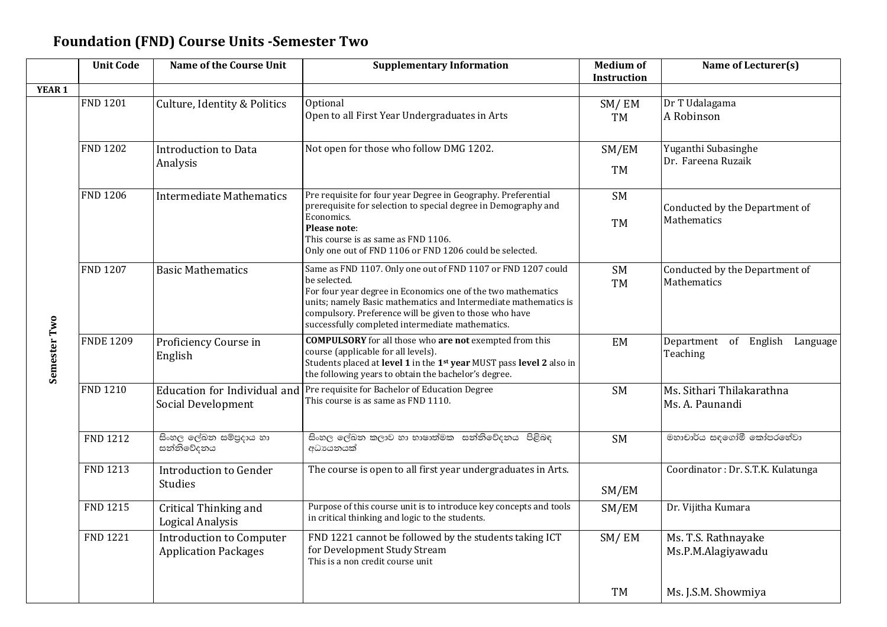## Foundation (FND) Course Units -Semester Two

| | Unit Code | Name of the Course Unit | Supplementary Information | Medium of Instruction | Name of Lecturer(s) |
|---|---|---|---|---|---|
| **YEAR 1** | | | | | |
| Semester Two | FND 1201 | Culture, Identity & Politics | Optional<br>Open to all First Year Undergraduates in Arts | SM/ EM<br>TM | Dr T Udalagama<br>A Robinson |
| | FND 1202 | Introduction to Data Analysis | Not open for those who follow DMG 1202. | SM/EM<br>TM | Yuganthi Subasinghe<br>Dr. Fareena Ruzaik |
| | FND 1206 | Intermediate Mathematics | Pre requisite for four year Degree in Geography. Preferential prerequisite for selection to special degree in Demography and Economics.<br>**Please note**:<br>This course is as same as FND 1106.<br>Only one out of FND 1106 or FND 1206 could be selected. | SM<br>TM | Conducted by the Department of Mathematics |
| | FND 1207 | Basic Mathematics | Same as FND 1107. Only one out of FND 1107 or FND 1207 could be selected.<br>For four year degree in Economics one of the two mathematics units; namely Basic mathematics and Intermediate mathematics is compulsory. Preference will be given to those who have successfully completed intermediate mathematics. | SM<br>TM | Conducted by the Department of Mathematics |
| | FNDE 1209 | Proficiency Course in English | **COMPULSORY** for all those who **are not** exempted from this course (applicable for all levels).<br>Students placed at **level 1** in the **1st year** MUST pass **level 2** also in the following years to obtain the bachelor's degree. | EM | Department of English Language Teaching |
| | FND 1210 | Education for Individual and Social Development | Pre requisite for Bachelor of Education Degree<br>This course is as same as FND 1110. | SM | Ms. Sithari Thilakarathna<br>Ms. A. Paunandi |
| | FND 1212 | සිංහල ලේඛන සම්ප්‍රදාය හා සන්නිවේදනය | සිංහල ලේඛන කලාව හා භාෂාත්මක සන්නිවේදනය පිළිබඳ අධ්‍යයනයක් | SM | මහාචාර්ය සඳගෝමි කෝපරහේවා |
| | FND 1213 | Introduction to Gender Studies | The course is open to all first year undergraduates in Arts. | SM/EM | Coordinator : Dr. S.T.K. Kulatunga |
| | FND 1215 | Critical Thinking and Logical Analysis | Purpose of this course unit is to introduce key concepts and tools in critical thinking and logic to the students. | SM/EM | Dr. Vijitha Kumara |
| | FND 1221 | Introduction to Computer Application Packages | FND 1221 cannot be followed by the students taking ICT for Development Study Stream<br>This is a non credit course unit | SM/ EM<br>TM | Ms. T.S. Rathnayake<br>Ms.P.M.Alagiyawadu<br>Ms. J.S.M. Showmiya |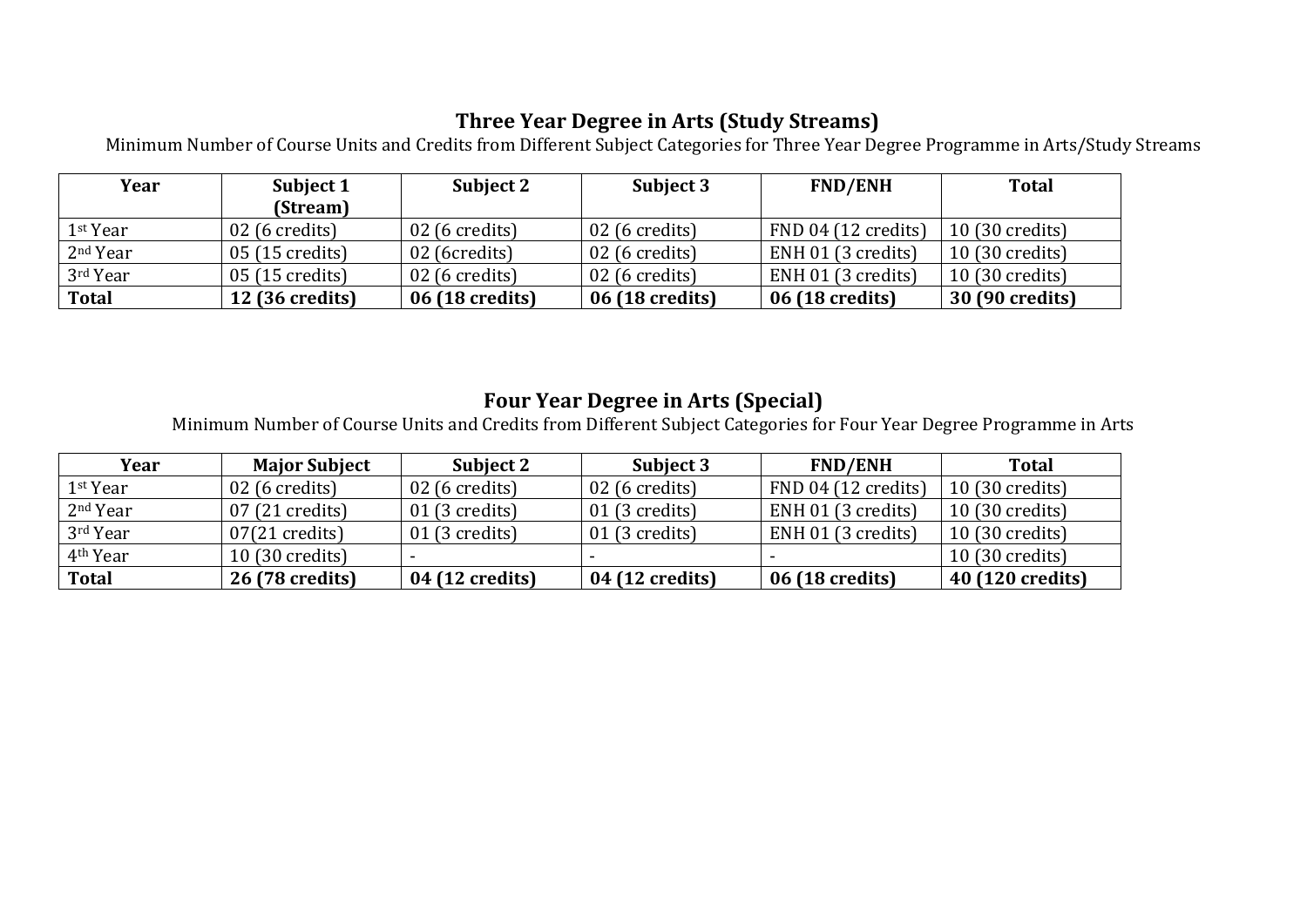## Three Year Degree in Arts (Study Streams)

Minimum Number of Course Units and Credits from Different Subject Categories for Three Year Degree Programme in Arts/Study Streams

| Year | Subject 1 (Stream) | Subject 2 | Subject 3 | FND/ENH | Total |
|---|---|---|---|---|---|
| 1st Year | 02 (6 credits) | 02 (6 credits) | 02 (6 credits) | FND 04 (12 credits) | 10 (30 credits) |
| 2nd Year | 05 (15 credits) | 02 (6credits) | 02 (6 credits) | ENH 01 (3 credits) | 10 (30 credits) |
| 3rd Year | 05 (15 credits) | 02 (6 credits) | 02 (6 credits) | ENH 01 (3 credits) | 10 (30 credits) |
| **Total** | **12 (36 credits)** | **06 (18 credits)** | **06 (18 credits)** | **06 (18 credits)** | **30 (90 credits)** |

## Four Year Degree in Arts (Special)

Minimum Number of Course Units and Credits from Different Subject Categories for Four Year Degree Programme in Arts

| Year | Major Subject | Subject 2 | Subject 3 | FND/ENH | Total |
|---|---|---|---|---|---|
| 1st Year | 02 (6 credits) | 02 (6 credits) | 02 (6 credits) | FND 04 (12 credits) | 10 (30 credits) |
| 2nd Year | 07 (21 credits) | 01 (3 credits) | 01 (3 credits) | ENH 01 (3 credits) | 10 (30 credits) |
| 3rd Year | 07(21 credits) | 01 (3 credits) | 01 (3 credits) | ENH 01 (3 credits) | 10 (30 credits) |
| 4th Year | 10 (30 credits) | - | - | - | 10 (30 credits) |
| **Total** | **26 (78 credits)** | **04 (12 credits)** | **04 (12 credits)** | **06 (18 credits)** | **40 (120 credits)** |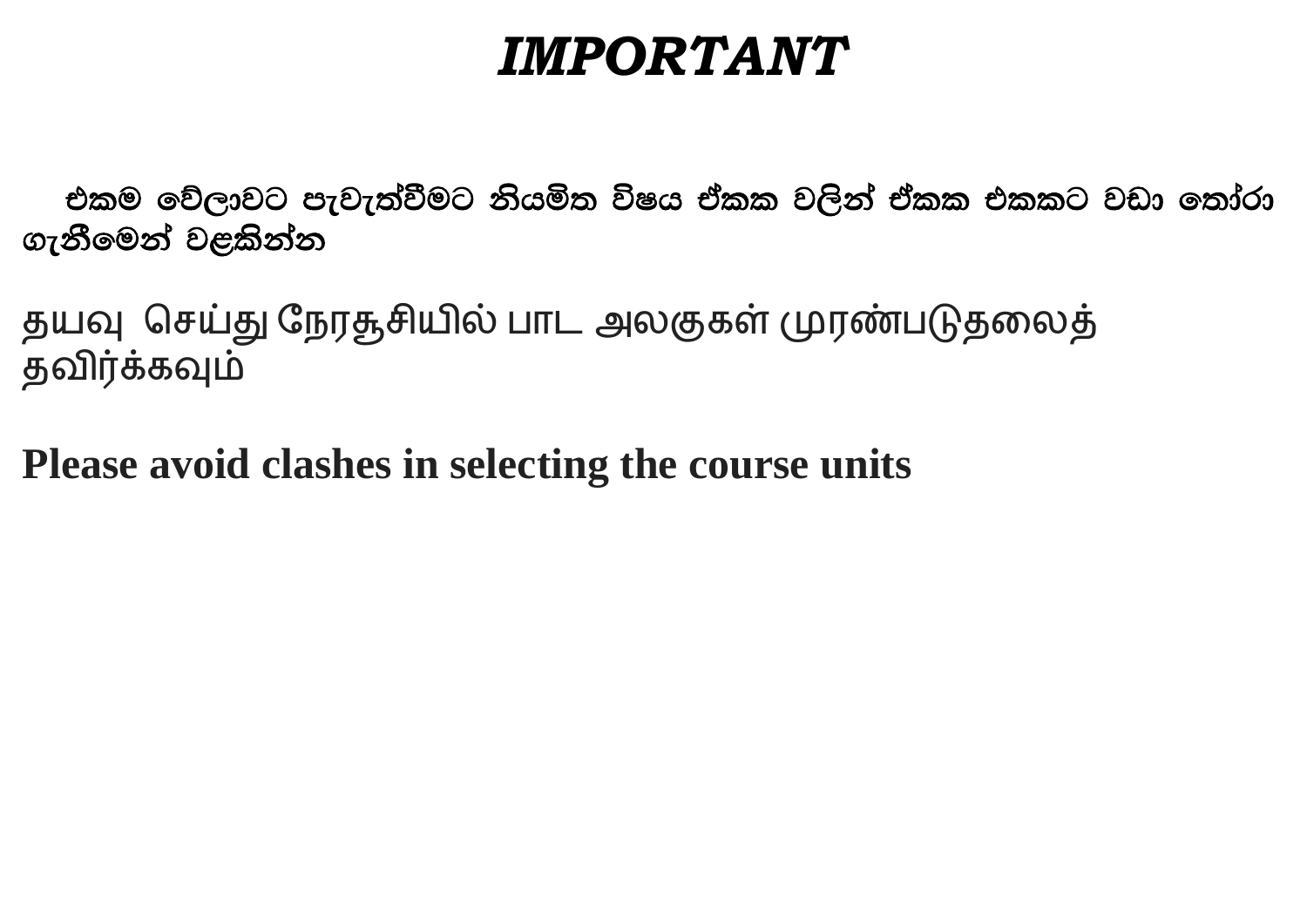# ***IMPORTANT***

**එකම වේලාවට පැවැත්වීමට නියමිත විෂය ඒකක වලින් ඒකක එකකට වඩා තෝරා ගැනීමෙන් වළකින්න**

தயவு செய்து நேரசூசியில் பாட அலகுகள் முரண்படுதலைத் தவிர்க்கவும்

**Please avoid clashes in selecting the course units**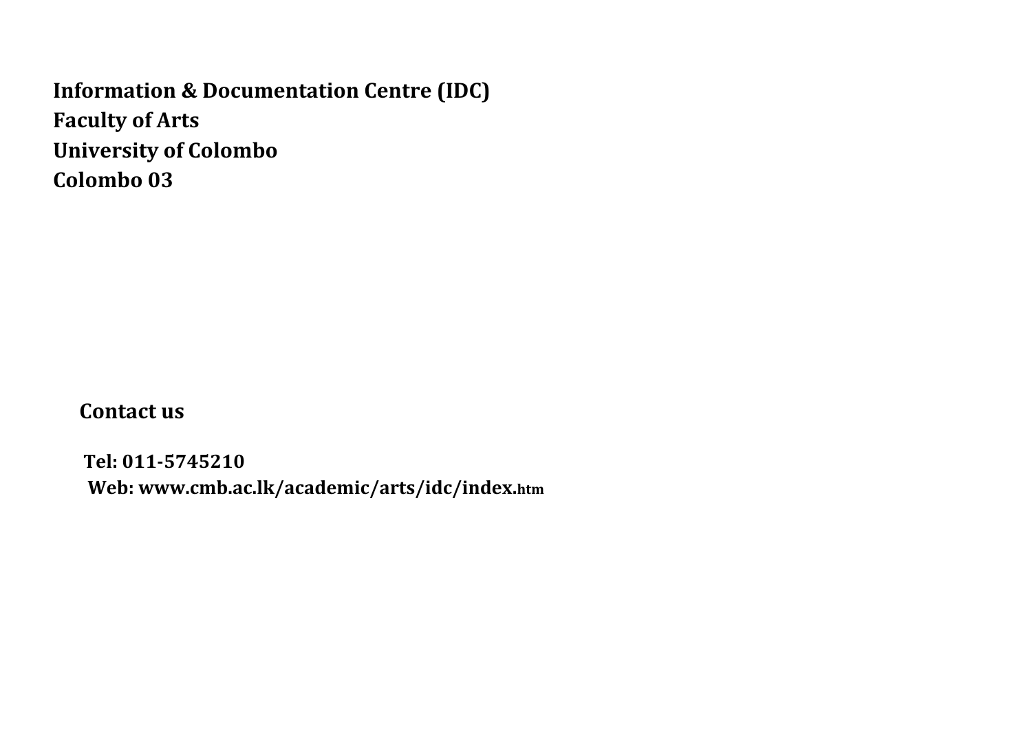**Information & Documentation Centre (IDC)**
**Faculty of Arts**
**University of Colombo**
**Colombo 03**

**Contact us**

**Tel: 011-5745210**
**Web: www.cmb.ac.lk/academic/arts/idc/index.htm**